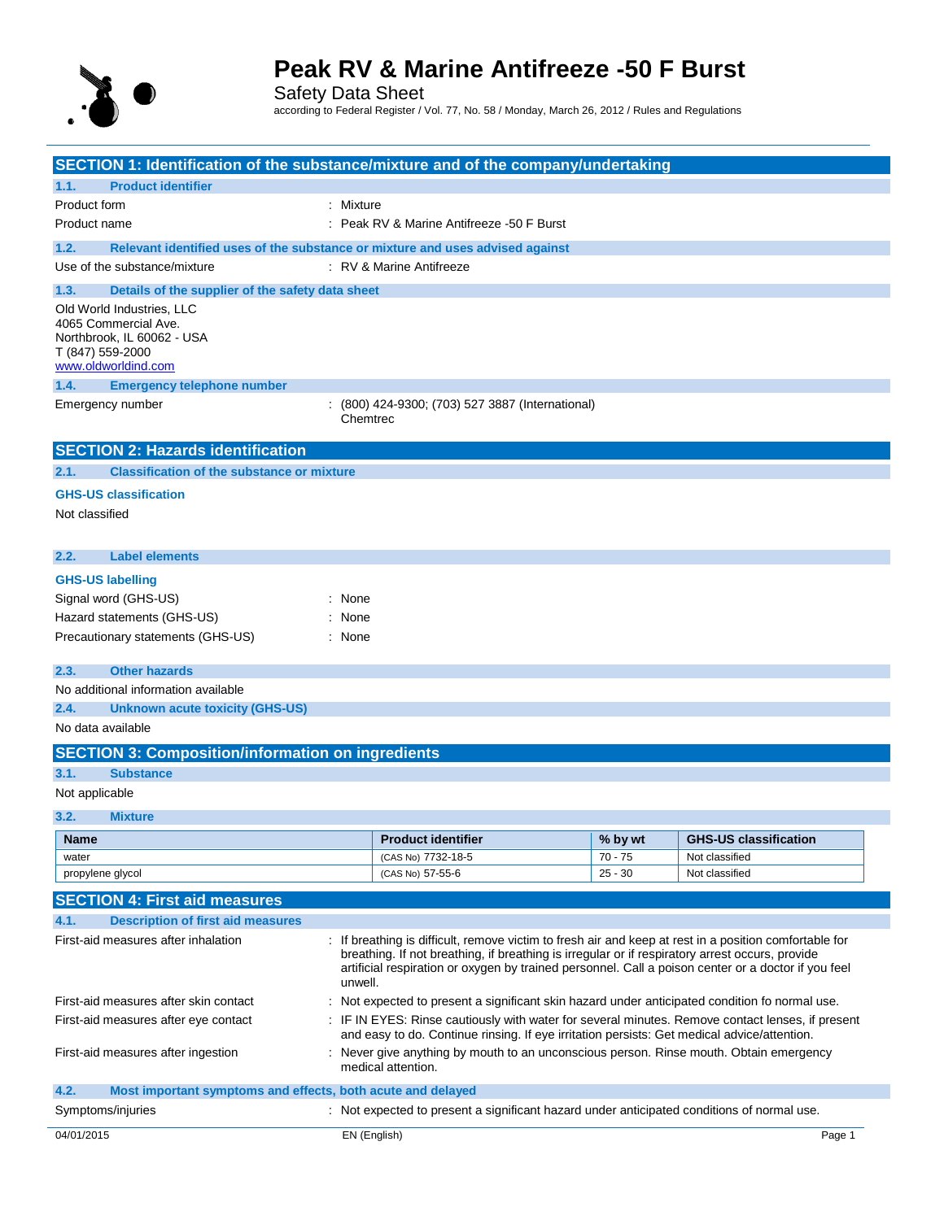# Peak RV & Marine Antifreeze -50 F Burst

Safety Data Sheet

according to Federal Register / Vol. 77, No. 58 / Monday, March 26, 2012 / Rules and Regulations

## SECTION 1: Identification of the substance/mixture and of the company/undertaking

### 1.1. Product identifier

Product form : Mixture

Product name : Peak RV & Marine Antifreeze -50 F Burst

### 1.2. Relevant identified uses of the substance or mixture and uses advised against

Use of the substance/mixture : RV & Marine Antifreeze

### 1.3. Details of the supplier of the safety data sheet

Old World Industries, LLC
4065 Commercial Ave.
Northbrook, IL 60062 - USA
T (847) 559-2000
www.oldworldind.com

### 1.4. Emergency telephone number

Emergency number : (800) 424-9300; (703) 527 3887 (International) Chemtrec

## SECTION 2: Hazards identification

### 2.1. Classification of the substance or mixture

**GHS-US classification**

Not classified

### 2.2. Label elements

**GHS-US labelling**

Signal word (GHS-US) : None

Hazard statements (GHS-US) : None

Precautionary statements (GHS-US) : None

### 2.3. Other hazards

No additional information available

### 2.4. Unknown acute toxicity (GHS-US)

No data available

## SECTION 3: Composition/information on ingredients

### 3.1. Substance

Not applicable

### 3.2. Mixture

| Name | Product identifier | % by wt | GHS-US classification |
|---|---|---|---|
| water | (CAS No) 7732-18-5 | 70 - 75 | Not classified |
| propylene glycol | (CAS No) 57-55-6 | 25 - 30 | Not classified |

## SECTION 4: First aid measures

### 4.1. Description of first aid measures

First-aid measures after inhalation : If breathing is difficult, remove victim to fresh air and keep at rest in a position comfortable for breathing. If not breathing, if breathing is irregular or if respiratory arrest occurs, provide artificial respiration or oxygen by trained personnel. Call a poison center or a doctor if you feel unwell.

First-aid measures after skin contact : Not expected to present a significant skin hazard under anticipated condition fo normal use.

First-aid measures after eye contact : IF IN EYES: Rinse cautiously with water for several minutes. Remove contact lenses, if present and easy to do. Continue rinsing. If eye irritation persists: Get medical advice/attention.

First-aid measures after ingestion : Never give anything by mouth to an unconscious person. Rinse mouth. Obtain emergency medical attention.

### 4.2. Most important symptoms and effects, both acute and delayed

Symptoms/injuries : Not expected to present a significant hazard under anticipated conditions of normal use.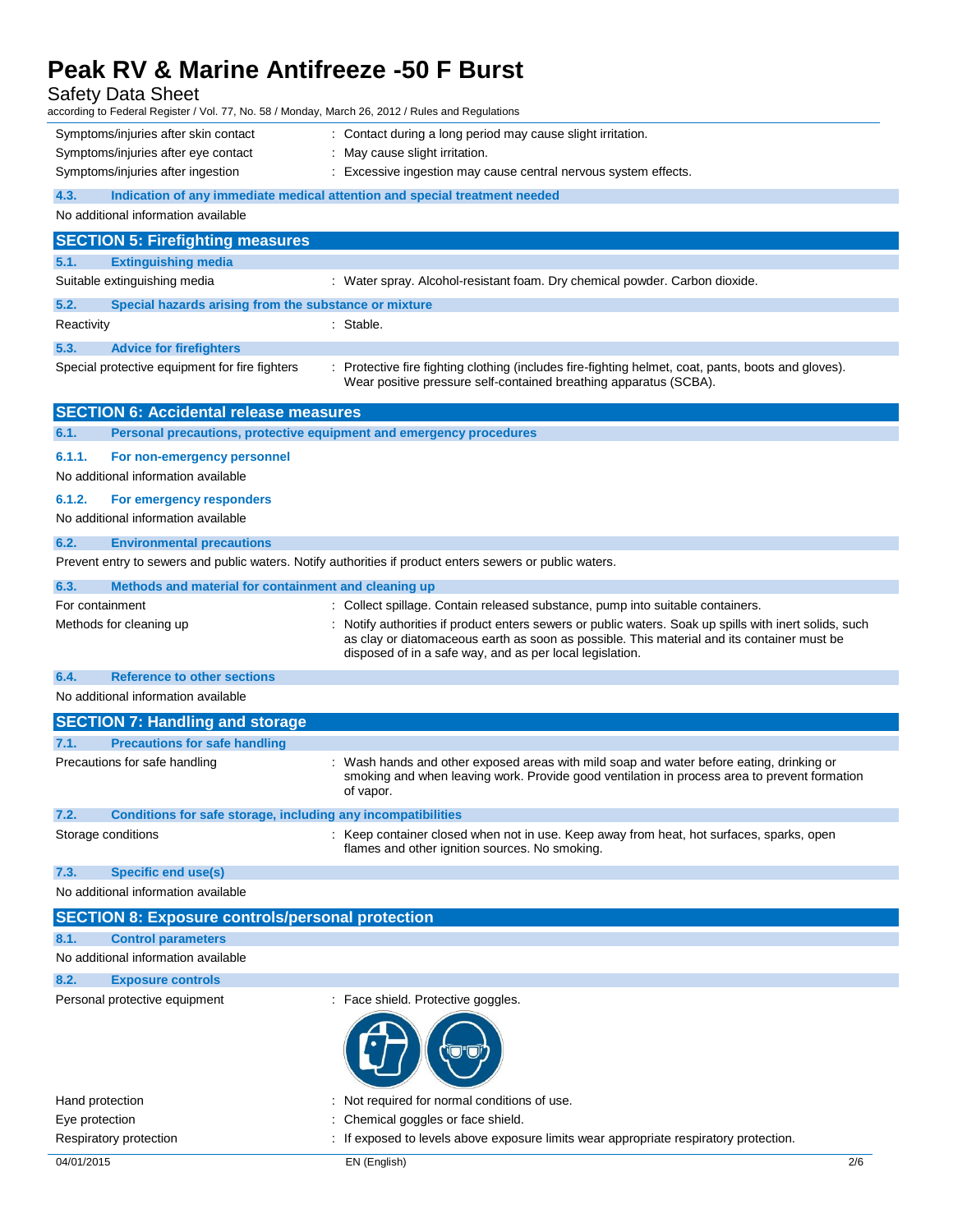| | |
|---|---|
| Symptoms/injuries after skin contact | : Contact during a long period may cause slight irritation. |
| Symptoms/injuries after eye contact | : May cause slight irritation. |
| Symptoms/injuries after ingestion | : Excessive ingestion may cause central nervous system effects. |

### 4.3. Indication of any immediate medical attention and special treatment needed

No additional information available

## SECTION 5: Firefighting measures

### 5.1. Extinguishing media

| | |
|---|---|
| Suitable extinguishing media | : Water spray. Alcohol-resistant foam. Dry chemical powder. Carbon dioxide. |

### 5.2. Special hazards arising from the substance or mixture

| | |
|---|---|
| Reactivity | : Stable. |

### 5.3. Advice for firefighters

| | |
|---|---|
| Special protective equipment for fire fighters | : Protective fire fighting clothing (includes fire-fighting helmet, coat, pants, boots and gloves). Wear positive pressure self-contained breathing apparatus (SCBA). |

## SECTION 6: Accidental release measures

### 6.1. Personal precautions, protective equipment and emergency procedures

#### 6.1.1. For non-emergency personnel

No additional information available

#### 6.1.2. For emergency responders

No additional information available

### 6.2. Environmental precautions

Prevent entry to sewers and public waters. Notify authorities if product enters sewers or public waters.

### 6.3. Methods and material for containment and cleaning up

| | |
|---|---|
| For containment | : Collect spillage. Contain released substance, pump into suitable containers. |
| Methods for cleaning up | : Notify authorities if product enters sewers or public waters. Soak up spills with inert solids, such as clay or diatomaceous earth as soon as possible. This material and its container must be disposed of in a safe way, and as per local legislation. |

### 6.4. Reference to other sections

No additional information available

## SECTION 7: Handling and storage

### 7.1. Precautions for safe handling

| | |
|---|---|
| Precautions for safe handling | : Wash hands and other exposed areas with mild soap and water before eating, drinking or smoking and when leaving work. Provide good ventilation in process area to prevent formation of vapor. |

### 7.2. Conditions for safe storage, including any incompatibilities

| | |
|---|---|
| Storage conditions | : Keep container closed when not in use. Keep away from heat, hot surfaces, sparks, open flames and other ignition sources. No smoking. |

### 7.3. Specific end use(s)

No additional information available

## SECTION 8: Exposure controls/personal protection

### 8.1. Control parameters

No additional information available

### 8.2. Exposure controls

| | |
|---|---|
| Personal protective equipment | : Face shield. Protective goggles. |
| Hand protection | : Not required for normal conditions of use. |
| Eye protection | : Chemical goggles or face shield. |
| Respiratory protection | : If exposed to levels above exposure limits wear appropriate respiratory protection. |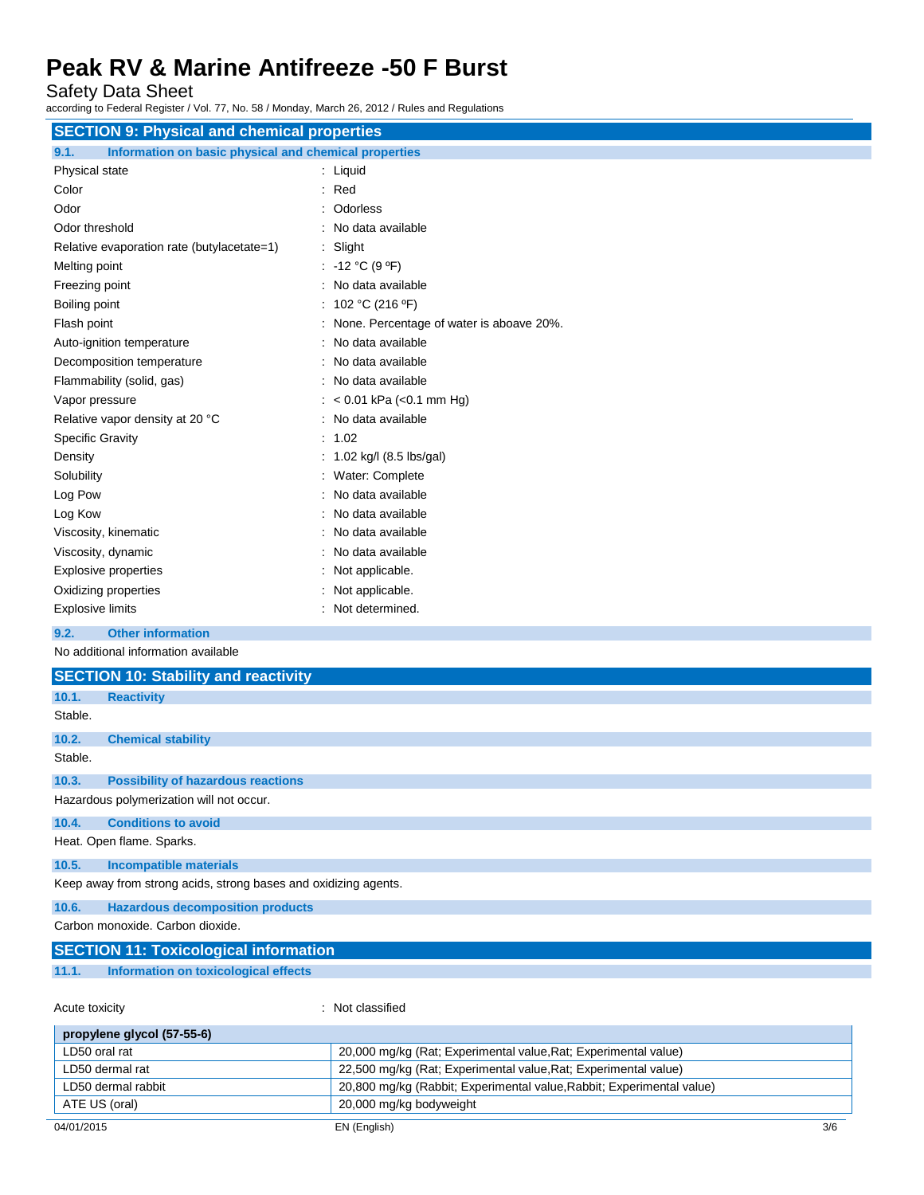## SECTION 9: Physical and chemical properties

### 9.1. Information on basic physical and chemical properties

| | |
|---|---|
| Physical state | : Liquid |
| Color | : Red |
| Odor | : Odorless |
| Odor threshold | : No data available |
| Relative evaporation rate (butylacetate=1) | : Slight |
| Melting point | : -12 °C (9 ºF) |
| Freezing point | : No data available |
| Boiling point | : 102 °C (216 ºF) |
| Flash point | : None. Percentage of water is aboave 20%. |
| Auto-ignition temperature | : No data available |
| Decomposition temperature | : No data available |
| Flammability (solid, gas) | : No data available |
| Vapor pressure | : < 0.01 kPa (<0.1 mm Hg) |
| Relative vapor density at 20 °C | : No data available |
| Specific Gravity | : 1.02 |
| Density | : 1.02 kg/l (8.5 lbs/gal) |
| Solubility | : Water: Complete |
| Log Pow | : No data available |
| Log Kow | : No data available |
| Viscosity, kinematic | : No data available |
| Viscosity, dynamic | : No data available |
| Explosive properties | : Not applicable. |
| Oxidizing properties | : Not applicable. |
| Explosive limits | : Not determined. |

### 9.2. Other information

No additional information available

## SECTION 10: Stability and reactivity

### 10.1. Reactivity

Stable.

### 10.2. Chemical stability

Stable.

### 10.3. Possibility of hazardous reactions

Hazardous polymerization will not occur.

### 10.4. Conditions to avoid

Heat. Open flame. Sparks.

### 10.5. Incompatible materials

Keep away from strong acids, strong bases and oxidizing agents.

### 10.6. Hazardous decomposition products

Carbon monoxide. Carbon dioxide.

## SECTION 11: Toxicological information

### 11.1. Information on toxicological effects

Acute toxicity : Not classified

| propylene glycol (57-55-6) | |
|---|---|
| LD50 oral rat | 20,000 mg/kg (Rat; Experimental value,Rat; Experimental value) |
| LD50 dermal rat | 22,500 mg/kg (Rat; Experimental value,Rat; Experimental value) |
| LD50 dermal rabbit | 20,800 mg/kg (Rabbit; Experimental value,Rabbit; Experimental value) |
| ATE US (oral) | 20,000 mg/kg bodyweight |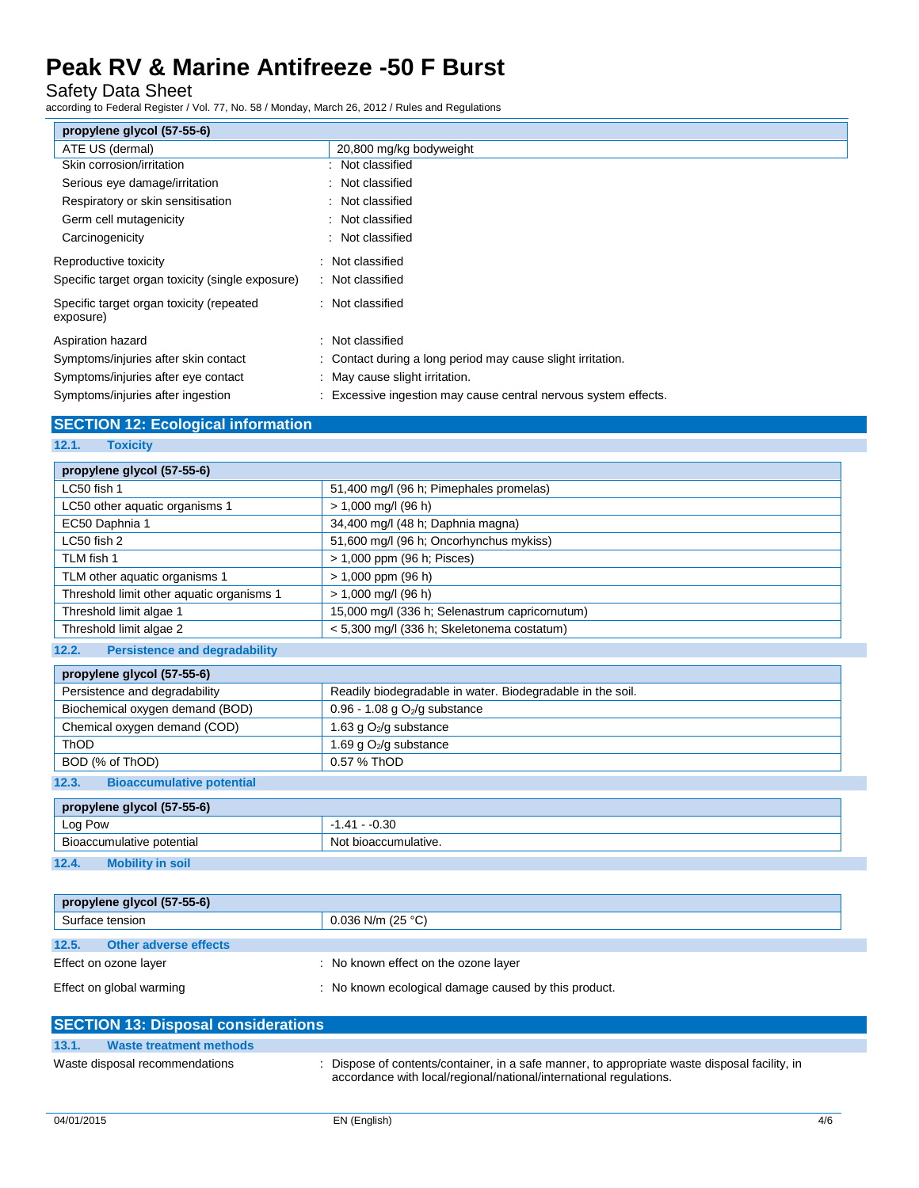| propylene glycol (57-55-6) | |
|---|---|
| ATE US (dermal) | 20,800 mg/kg bodyweight |

Skin corrosion/irritation : Not classified

Serious eye damage/irritation : Not classified

Respiratory or skin sensitisation : Not classified

Germ cell mutagenicity : Not classified

Carcinogenicity : Not classified

Reproductive toxicity : Not classified

Specific target organ toxicity (single exposure) : Not classified

Specific target organ toxicity (repeated exposure) : Not classified

Aspiration hazard : Not classified

Symptoms/injuries after skin contact : Contact during a long period may cause slight irritation.

Symptoms/injuries after eye contact : May cause slight irritation.

Symptoms/injuries after ingestion : Excessive ingestion may cause central nervous system effects.

## SECTION 12: Ecological information

### 12.1. Toxicity

| propylene glycol (57-55-6) | |
|---|---|
| LC50 fish 1 | 51,400 mg/l (96 h; Pimephales promelas) |
| LC50 other aquatic organisms 1 | > 1,000 mg/l (96 h) |
| EC50 Daphnia 1 | 34,400 mg/l (48 h; Daphnia magna) |
| LC50 fish 2 | 51,600 mg/l (96 h; Oncorhynchus mykiss) |
| TLM fish 1 | > 1,000 ppm (96 h; Pisces) |
| TLM other aquatic organisms 1 | > 1,000 ppm (96 h) |
| Threshold limit other aquatic organisms 1 | > 1,000 mg/l (96 h) |
| Threshold limit algae 1 | 15,000 mg/l (336 h; Selenastrum capricornutum) |
| Threshold limit algae 2 | < 5,300 mg/l (336 h; Skeletonema costatum) |

### 12.2. Persistence and degradability

| propylene glycol (57-55-6) | |
|---|---|
| Persistence and degradability | Readily biodegradable in water. Biodegradable in the soil. |
| Biochemical oxygen demand (BOD) | 0.96 - 1.08 g $O_2$/g substance |
| Chemical oxygen demand (COD) | 1.63 g $O_2$/g substance |
| ThOD | 1.69 g $O_2$/g substance |
| BOD (% of ThOD) | 0.57 % ThOD |

### 12.3. Bioaccumulative potential

| propylene glycol (57-55-6) | |
|---|---|
| Log Pow | -1.41 - -0.30 |
| Bioaccumulative potential | Not bioaccumulative. |

### 12.4. Mobility in soil

| propylene glycol (57-55-6) | |
|---|---|
| Surface tension | 0.036 N/m (25 °C) |

### 12.5. Other adverse effects

Effect on ozone layer : No known effect on the ozone layer

Effect on global warming : No known ecological damage caused by this product.

## SECTION 13: Disposal considerations

### 13.1. Waste treatment methods

Waste disposal recommendations : Dispose of contents/container, in a safe manner, to appropriate waste disposal facility, in accordance with local/regional/national/international regulations.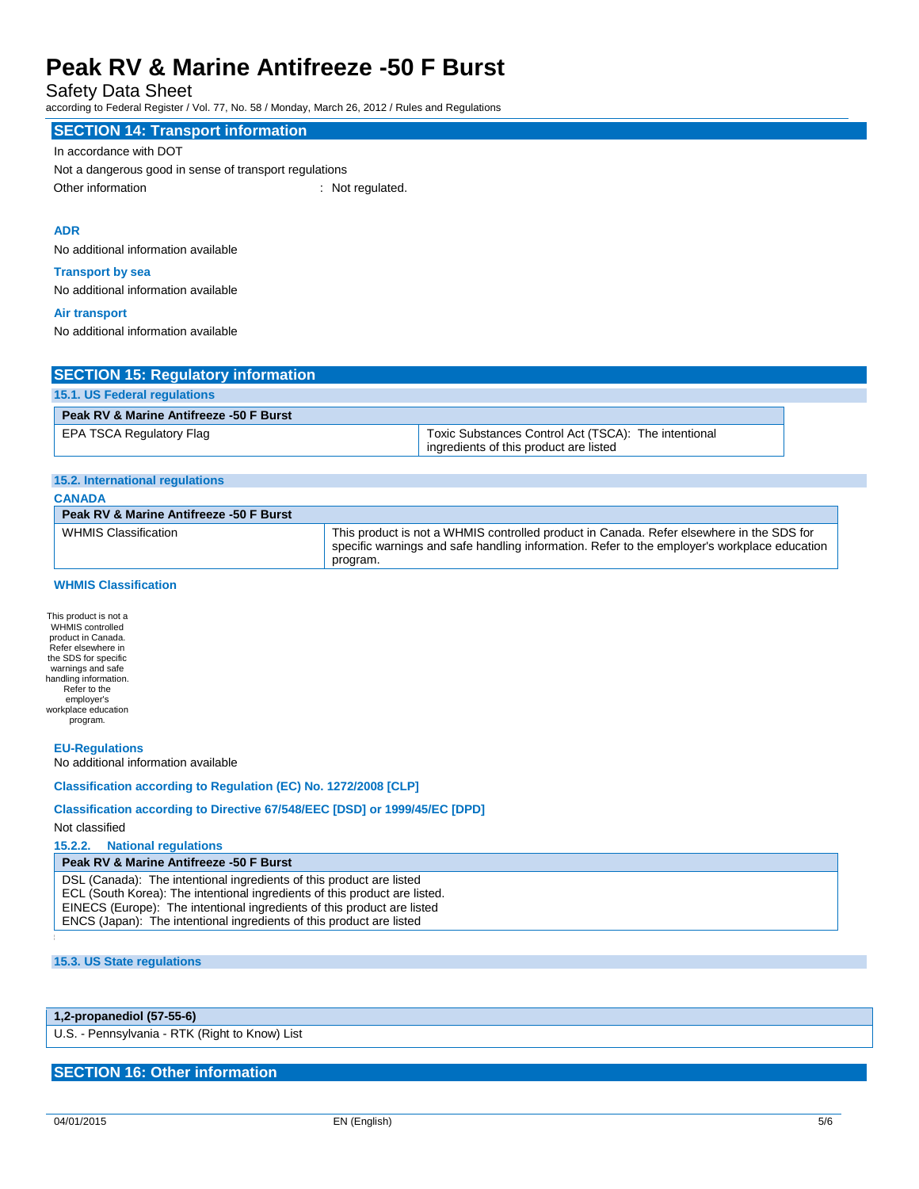## SECTION 14: Transport information

In accordance with DOT

Not a dangerous good in sense of transport regulations

Other information : Not regulated.

**ADR**

No additional information available

**Transport by sea**

No additional information available

**Air transport**

No additional information available

## SECTION 15: Regulatory information

### 15.1. US Federal regulations

| Peak RV & Marine Antifreeze -50 F Burst | |
|---|---|
| EPA TSCA Regulatory Flag | Toxic Substances Control Act (TSCA): The intentional ingredients of this product are listed |

### 15.2. International regulations

**CANADA**

| Peak RV & Marine Antifreeze -50 F Burst | |
|---|---|
| WHMIS Classification | This product is not a WHMIS controlled product in Canada. Refer elsewhere in the SDS for specific warnings and safe handling information. Refer to the employer's workplace education program. |

**WHMIS Classification**

This product is not a WHMIS controlled product in Canada. Refer elsewhere in the SDS for specific warnings and safe handling information. Refer to the employer's workplace education program.

**EU-Regulations**

No additional information available

**Classification according to Regulation (EC) No. 1272/2008 [CLP]**

**Classification according to Directive 67/548/EEC [DSD] or 1999/45/EC [DPD]**

Not classified

#### 15.2.2. National regulations

| Peak RV & Marine Antifreeze -50 F Burst |
|---|
| DSL (Canada): The intentional ingredients of this product are listed<br>ECL (South Korea): The intentional ingredients of this product are listed.<br>EINECS (Europe): The intentional ingredients of this product are listed<br>ENCS (Japan): The intentional ingredients of this product are listed |

### 15.3. US State regulations

| 1,2-propanediol (57-55-6) |
|---|
| U.S. - Pennsylvania - RTK (Right to Know) List |

## SECTION 16: Other information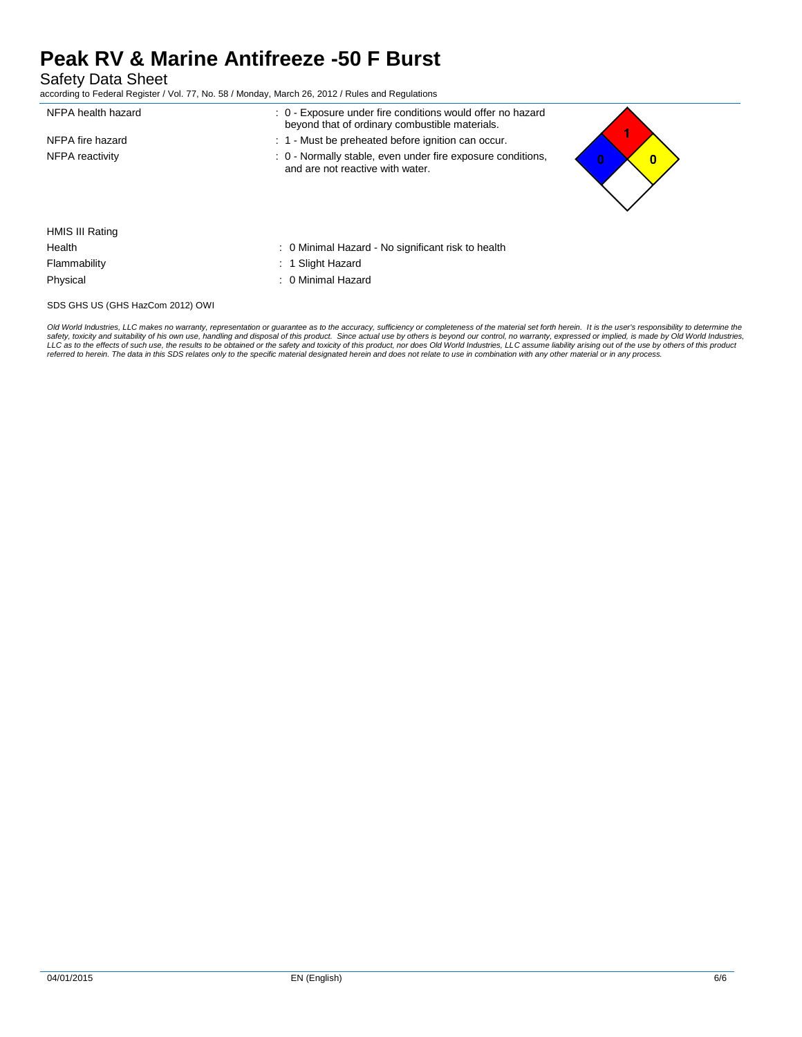| | | |
|---|---|---|
| NFPA health hazard | : 0 - Exposure under fire conditions would offer no hazard beyond that of ordinary combustible materials. | |
| NFPA fire hazard | : 1 - Must be preheated before ignition can occur. | |
| NFPA reactivity | : 0 - Normally stable, even under fire exposure conditions, and are not reactive with water. | |

1

0

0

HMIS III Rating

| | |
|---|---|
| Health | : 0 Minimal Hazard - No significant risk to health |
| Flammability | : 1 Slight Hazard |
| Physical | : 0 Minimal Hazard |

SDS GHS US (GHS HazCom 2012) OWI

*Old World Industries, LLC makes no warranty, representation or guarantee as to the accuracy, sufficiency or completeness of the material set forth herein. It is the user's responsibility to determine the safety, toxicity and suitability of his own use, handling and disposal of this product. Since actual use by others is beyond our control, no warranty, expressed or implied, is made by Old World Industries, LLC as to the effects of such use, the results to be obtained or the safety and toxicity of this product, nor does Old World Industries, LLC assume liability arising out of the use by others of this product referred to herein. The data in this SDS relates only to the specific material designated herein and does not relate to use in combination with any other material or in any process.*